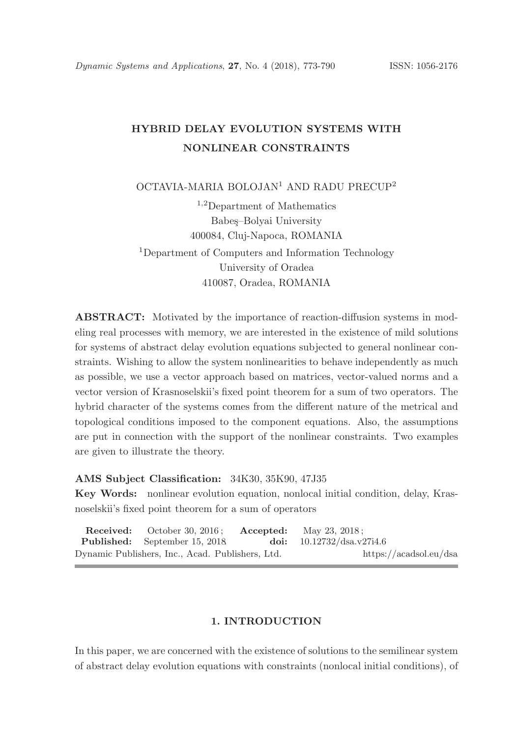# HYBRID DELAY EVOLUTION SYSTEMS WITH NONLINEAR CONSTRAINTS

OCTAVIA-MARIA BOLOJAN[1] AND RADU PRECUP[2]

[1,2]Department of Mathematics
Babeş–Bolyai University
400084, Cluj-Napoca, ROMANIA

[1]Department of Computers and Information Technology
University of Oradea
410087, Oradea, ROMANIA

**ABSTRACT:** Motivated by the importance of reaction-diffusion systems in modeling real processes with memory, we are interested in the existence of mild solutions for systems of abstract delay evolution equations subjected to general nonlinear constraints. Wishing to allow the system nonlinearities to behave independently as much as possible, we use a vector approach based on matrices, vector-valued norms and a vector version of Krasnoselskii's fixed point theorem for a sum of two operators. The hybrid character of the systems comes from the different nature of the metrical and topological conditions imposed to the component equations. Also, the assumptions are put in connection with the support of the nonlinear constraints. Two examples are given to illustrate the theory.

**AMS Subject Classification:** 34K30, 35K90, 47J35

**Key Words:** nonlinear evolution equation, nonlocal initial condition, delay, Krasnoselskii's fixed point theorem for a sum of operators

**Received:** October 30, 2016; **Accepted:** May 23, 2018;
**Published:** September 15, 2018 **doi:** 10.12732/dsa.v27i4.6
Dynamic Publishers, Inc., Acad. Publishers, Ltd. https://acadsol.eu/dsa

## 1. INTRODUCTION

In this paper, we are concerned with the existence of solutions to the semilinear system of abstract delay evolution equations with constraints (nonlocal initial conditions), of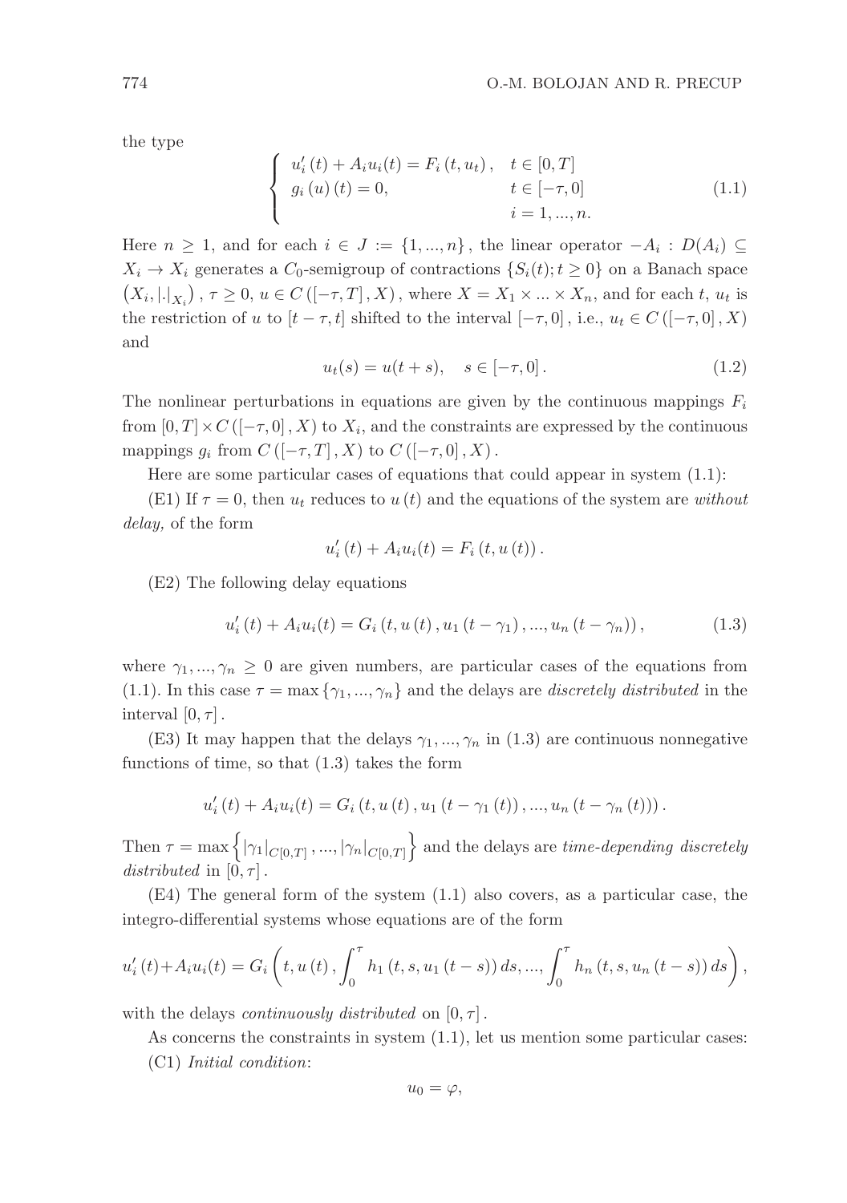the type

$$\begin{cases} u_i'(t) + A_i u_i(t) = F_i(t, u_t), & t \in [0, T] \\ g_i(u)(t) = 0, & t \in [-\tau, 0] \\ & i = 1, ..., n. \end{cases} \tag{1.1}$$

Here $n \geq 1$, and for each $i \in J := \{1, ..., n\}$, the linear operator $-A_i : D(A_i) \subseteq X_i \to X_i$ generates a $C_0$-semigroup of contractions $\{S_i(t); t \geq 0\}$ on a Banach space $\left(X_i, |.|_{X_i}\right)$, $\tau \geq 0$, $u \in C([-\tau, T], X)$, where $X = X_1 \times ... \times X_n$, and for each $t$, $u_t$ is the restriction of $u$ to $[t - \tau, t]$ shifted to the interval $[-\tau, 0]$, i.e., $u_t \in C([-\tau, 0], X)$ and

$$u_t(s) = u(t + s), \quad s \in [-\tau, 0]. \tag{1.2}$$

The nonlinear perturbations in equations are given by the continuous mappings $F_i$ from $[0, T] \times C([-\tau, 0], X)$ to $X_i$, and the constraints are expressed by the continuous mappings $g_i$ from $C([-\tau, T], X)$ to $C([-\tau, 0], X)$.

Here are some particular cases of equations that could appear in system (1.1):

(E1) If $\tau = 0$, then $u_t$ reduces to $u(t)$ and the equations of the system are *without delay,* of the form

$$u_i'(t) + A_i u_i(t) = F_i(t, u(t)).$$

(E2) The following delay equations

$$u_i'(t) + A_i u_i(t) = G_i(t, u(t), u_1(t - \gamma_1), ..., u_n(t - \gamma_n)), \tag{1.3}$$

where $\gamma_1, ..., \gamma_n \geq 0$ are given numbers, are particular cases of the equations from (1.1). In this case $\tau = \max\{\gamma_1, ..., \gamma_n\}$ and the delays are *discretely distributed* in the interval $[0, \tau]$.

(E3) It may happen that the delays $\gamma_1, ..., \gamma_n$ in (1.3) are continuous nonnegative functions of time, so that (1.3) takes the form

$$u_i'(t) + A_i u_i(t) = G_i(t, u(t), u_1(t - \gamma_1(t)), ..., u_n(t - \gamma_n(t))).$$

Then $\tau = \max\left\{|\gamma_1|_{C[0,T]}, ..., |\gamma_n|_{C[0,T]}\right\}$ and the delays are *time-depending discretely distributed* in $[0, \tau]$.

(E4) The general form of the system (1.1) also covers, as a particular case, the integro-differential systems whose equations are of the form

$$u_i'(t) + A_i u_i(t) = G_i\left(t, u(t), \int_0^\tau h_1(t, s, u_1(t - s))\, ds, ..., \int_0^\tau h_n(t, s, u_n(t - s))\, ds\right),$$

with the delays *continuously distributed* on $[0, \tau]$.

As concerns the constraints in system (1.1), let us mention some particular cases:

(C1) *Initial condition*:

$$u_0 = \varphi,$$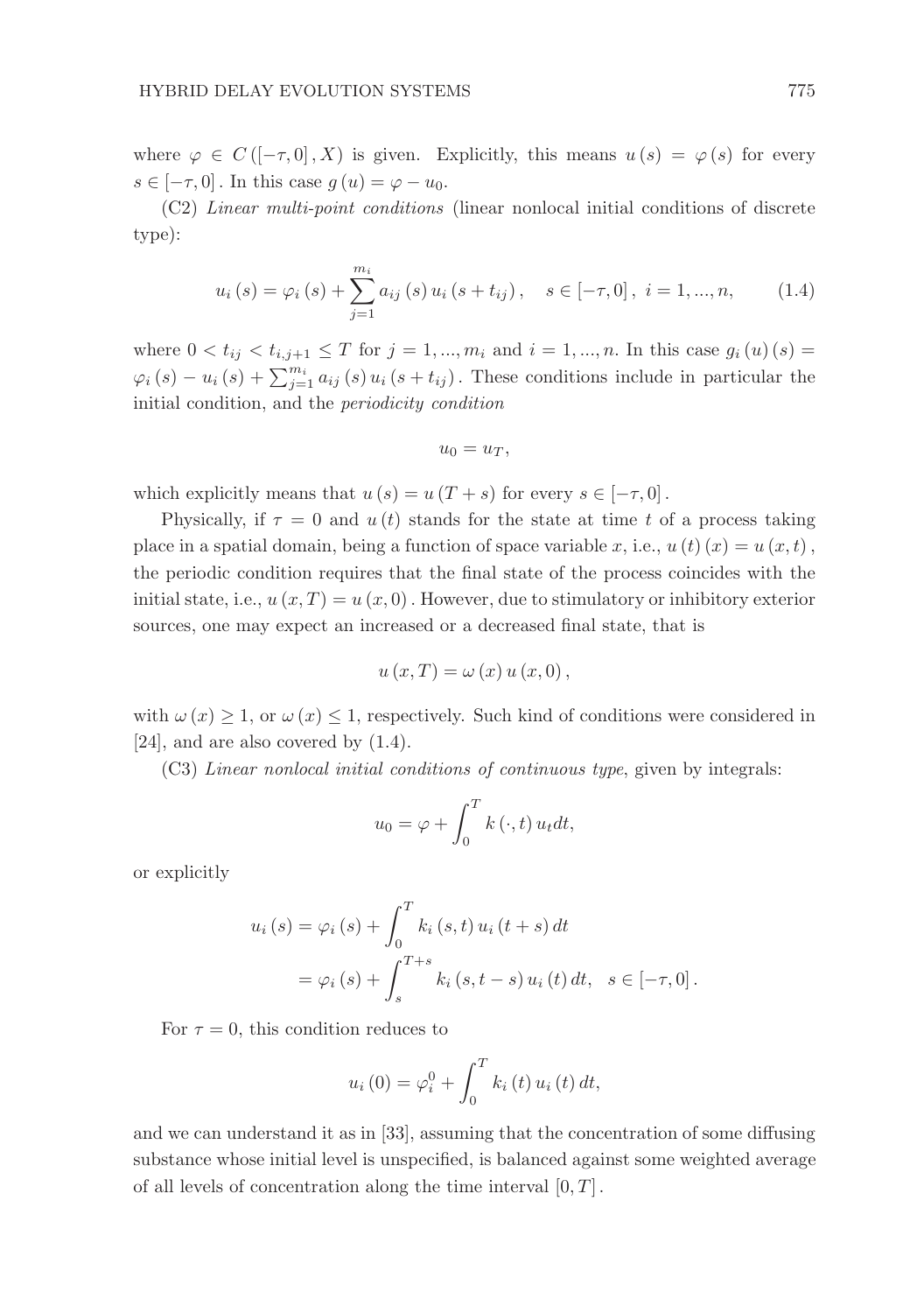where $\varphi \in C([-\tau, 0], X)$ is given. Explicitly, this means $u(s) = \varphi(s)$ for every $s \in [-\tau, 0]$. In this case $g(u) = \varphi - u_0$.

(C2) *Linear multi-point conditions* (linear nonlocal initial conditions of discrete type):

$$u_i(s) = \varphi_i(s) + \sum_{j=1}^{m_i} a_{ij}(s) u_i(s + t_{ij}), \quad s \in [-\tau, 0], \ i = 1, ..., n, \tag{1.4}$$

where $0 < t_{ij} < t_{i,j+1} \leq T$ for $j = 1, ..., m_i$ and $i = 1, ..., n$. In this case $g_i(u)(s) = \varphi_i(s) - u_i(s) + \sum_{j=1}^{m_i} a_{ij}(s) u_i(s + t_{ij})$. These conditions include in particular the initial condition, and the *periodicity condition*

$$u_0 = u_T,$$

which explicitly means that $u(s) = u(T + s)$ for every $s \in [-\tau, 0]$.

Physically, if $\tau = 0$ and $u(t)$ stands for the state at time $t$ of a process taking place in a spatial domain, being a function of space variable $x$, i.e., $u(t)(x) = u(x, t)$, the periodic condition requires that the final state of the process coincides with the initial state, i.e., $u(x, T) = u(x, 0)$. However, due to stimulatory or inhibitory exterior sources, one may expect an increased or a decreased final state, that is

$$u(x, T) = \omega(x) u(x, 0),$$

with $\omega(x) \geq 1$, or $\omega(x) \leq 1$, respectively. Such kind of conditions were considered in [24], and are also covered by (1.4).

(C3) *Linear nonlocal initial conditions of continuous type*, given by integrals:

$$u_0 = \varphi + \int_0^T k(\cdot, t) u_t dt,$$

or explicitly

$$\begin{aligned} u_i(s) &= \varphi_i(s) + \int_0^T k_i(s, t) u_i(t + s) dt \\ &= \varphi_i(s) + \int_s^{T+s} k_i(s, t - s) u_i(t) dt, \quad s \in [-\tau, 0]. \end{aligned}$$

For $\tau = 0$, this condition reduces to

$$u_i(0) = \varphi_i^0 + \int_0^T k_i(t) u_i(t) dt,$$

and we can understand it as in [33], assuming that the concentration of some diffusing substance whose initial level is unspecified, is balanced against some weighted average of all levels of concentration along the time interval $[0, T]$.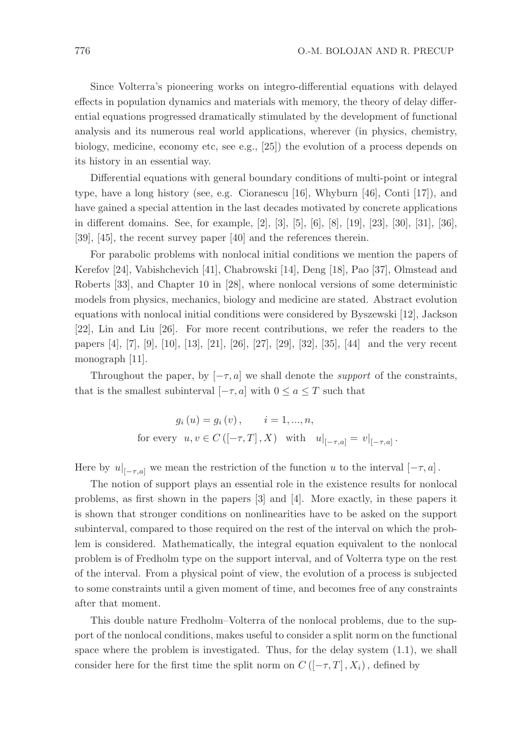Since Volterra's pioneering works on integro-differential equations with delayed effects in population dynamics and materials with memory, the theory of delay differential equations progressed dramatically stimulated by the development of functional analysis and its numerous real world applications, wherever (in physics, chemistry, biology, medicine, economy etc, see e.g., [25]) the evolution of a process depends on its history in an essential way.

Differential equations with general boundary conditions of multi-point or integral type, have a long history (see, e.g. Cioranescu [16], Whyburn [46], Conti [17]), and have gained a special attention in the last decades motivated by concrete applications in different domains. See, for example, [2], [3], [5], [6], [8], [19], [23], [30], [31], [36], [39], [45], the recent survey paper [40] and the references therein.

For parabolic problems with nonlocal initial conditions we mention the papers of Kerefov [24], Vabishchevich [41], Chabrowski [14], Deng [18], Pao [37], Olmstead and Roberts [33], and Chapter 10 in [28], where nonlocal versions of some deterministic models from physics, mechanics, biology and medicine are stated. Abstract evolution equations with nonlocal initial conditions were considered by Byszewski [12], Jackson [22], Lin and Liu [26]. For more recent contributions, we refer the readers to the papers [4], [7], [9], [10], [13], [21], [26], [27], [29], [32], [35], [44] and the very recent monograph [11].

Throughout the paper, by $[-\tau, a]$ we shall denote the *support* of the constraints, that is the smallest subinterval $[-\tau, a]$ with $0 \leq a \leq T$ such that

$$g_i(u) = g_i(v), \qquad i = 1, ..., n,$$
$$\text{for every} \;\; u, v \in C([-\tau, T], X) \;\; \text{with} \;\; u|_{[-\tau,a]} = v|_{[-\tau,a]}.$$

Here by $u|_{[-\tau,a]}$ we mean the restriction of the function $u$ to the interval $[-\tau, a]$.

The notion of support plays an essential role in the existence results for nonlocal problems, as first shown in the papers [3] and [4]. More exactly, in these papers it is shown that stronger conditions on nonlinearities have to be asked on the support subinterval, compared to those required on the rest of the interval on which the problem is considered. Mathematically, the integral equation equivalent to the nonlocal problem is of Fredholm type on the support interval, and of Volterra type on the rest of the interval. From a physical point of view, the evolution of a process is subjected to some constraints until a given moment of time, and becomes free of any constraints after that moment.

This double nature Fredholm–Volterra of the nonlocal problems, due to the support of the nonlocal conditions, makes useful to consider a split norm on the functional space where the problem is investigated. Thus, for the delay system (1.1), we shall consider here for the first time the split norm on $C([-\tau, T], X_i)$, defined by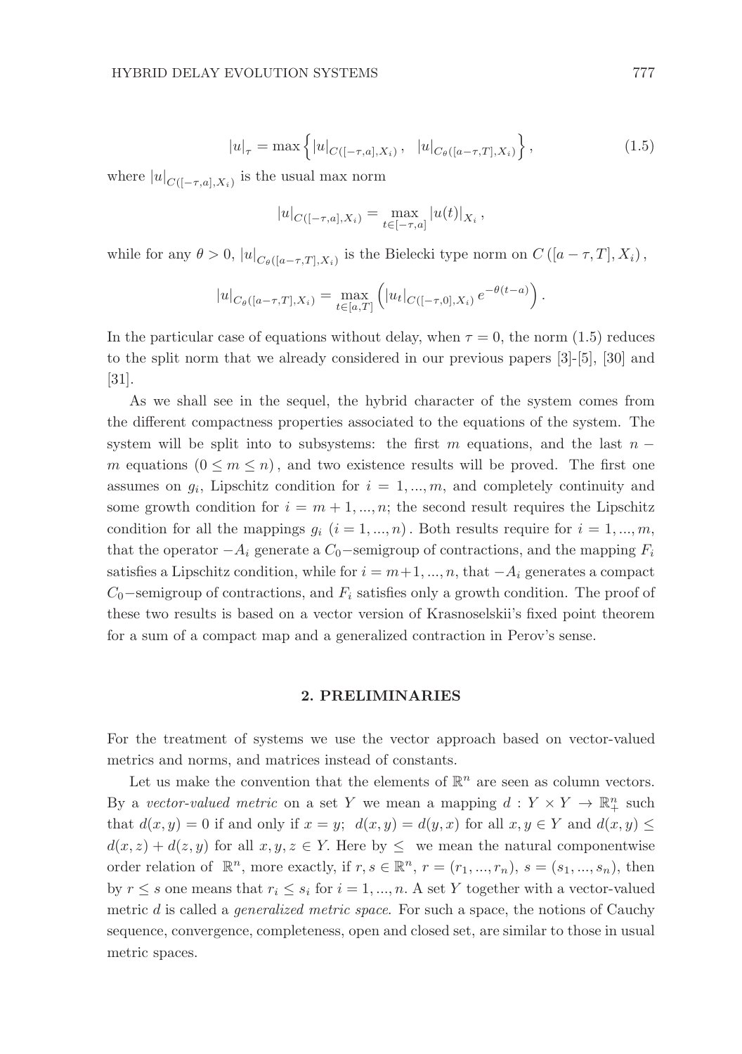$$|u|_{\tau} = \max \left\{ |u|_{C([-\tau,a],X_i)}, \quad |u|_{C_\theta([a-\tau,T],X_i)} \right\}, \tag{1.5}$$

where $|u|_{C([-\tau,a],X_i)}$ is the usual max norm

$$|u|_{C([-\tau,a],X_i)} = \max_{t \in [-\tau,a]} |u(t)|_{X_i},$$

while for any $\theta > 0$, $|u|_{C_\theta([a-\tau,T],X_i)}$ is the Bielecki type norm on $C([a-\tau,T],X_i)$,

$$|u|_{C_\theta([a-\tau,T],X_i)} = \max_{t \in [a,T]} \left( |u_t|_{C([-\tau,0],X_i)} e^{-\theta(t-a)} \right).$$

In the particular case of equations without delay, when $\tau = 0$, the norm (1.5) reduces to the split norm that we already considered in our previous papers [3]-[5], [30] and [31].

As we shall see in the sequel, the hybrid character of the system comes from the different compactness properties associated to the equations of the system. The system will be split into to subsystems: the first $m$ equations, and the last $n - m$ equations $(0 \leq m \leq n)$, and two existence results will be proved. The first one assumes on $g_i$, Lipschitz condition for $i = 1, ..., m$, and completely continuity and some growth condition for $i = m+1, ..., n$; the second result requires the Lipschitz condition for all the mappings $g_i$ $(i = 1, ..., n)$. Both results require for $i = 1, ..., m$, that the operator $-A_i$ generate a $C_0-$semigroup of contractions, and the mapping $F_i$ satisfies a Lipschitz condition, while for $i = m+1, ..., n$, that $-A_i$ generates a compact $C_0-$semigroup of contractions, and $F_i$ satisfies only a growth condition. The proof of these two results is based on a vector version of Krasnoselskii's fixed point theorem for a sum of a compact map and a generalized contraction in Perov's sense.

## 2. PRELIMINARIES

For the treatment of systems we use the vector approach based on vector-valued metrics and norms, and matrices instead of constants.

Let us make the convention that the elements of $\mathbb{R}^n$ are seen as column vectors. By a *vector-valued metric* on a set $Y$ we mean a mapping $d : Y \times Y \to \mathbb{R}^n_+$ such that $d(x,y) = 0$ if and only if $x = y$; $d(x,y) = d(y,x)$ for all $x, y \in Y$ and $d(x,y) \leq d(x,z) + d(z,y)$ for all $x, y, z \in Y$. Here by $\leq$ we mean the natural componentwise order relation of $\mathbb{R}^n$, more exactly, if $r, s \in \mathbb{R}^n$, $r = (r_1, ..., r_n)$, $s = (s_1, ..., s_n)$, then by $r \leq s$ one means that $r_i \leq s_i$ for $i = 1, ..., n$. A set $Y$ together with a vector-valued metric $d$ is called a *generalized metric space*. For such a space, the notions of Cauchy sequence, convergence, completeness, open and closed set, are similar to those in usual metric spaces.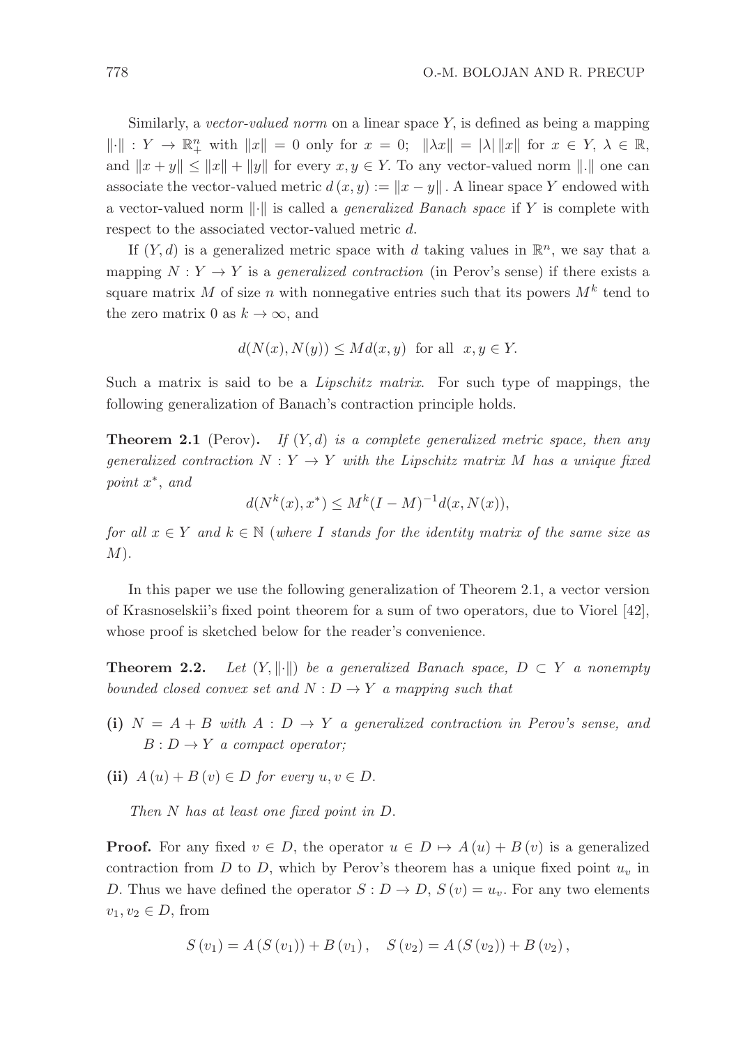Similarly, a *vector-valued norm* on a linear space $Y$, is defined as being a mapping $\|\cdot\| : Y \to \mathbb{R}^n_+$ with $\|x\| = 0$ only for $x = 0$; $\|\lambda x\| = |\lambda| \|x\|$ for $x \in Y$, $\lambda \in \mathbb{R}$, and $\|x + y\| \leq \|x\| + \|y\|$ for every $x, y \in Y$. To any vector-valued norm $\|.\|$ one can associate the vector-valued metric $d(x, y) := \|x - y\|$. A linear space $Y$ endowed with a vector-valued norm $\|\cdot\|$ is called a *generalized Banach space* if $Y$ is complete with respect to the associated vector-valued metric $d$.

If $(Y, d)$ is a generalized metric space with $d$ taking values in $\mathbb{R}^n$, we say that a mapping $N : Y \to Y$ is a *generalized contraction* (in Perov's sense) if there exists a square matrix $M$ of size $n$ with nonnegative entries such that its powers $M^k$ tend to the zero matrix 0 as $k \to \infty$, and

$$d(N(x), N(y)) \leq M d(x, y) \text{ for all } x, y \in Y.$$

Such a matrix is said to be a *Lipschitz matrix*. For such type of mappings, the following generalization of Banach's contraction principle holds.

**Theorem 2.1** (Perov). *If $(Y, d)$ is a complete generalized metric space, then any generalized contraction $N : Y \to Y$ with the Lipschitz matrix $M$ has a unique fixed point $x^*$, and*

$$d(N^k(x), x^*) \leq M^k (I - M)^{-1} d(x, N(x)),$$

*for all $x \in Y$ and $k \in \mathbb{N}$ (where $I$ stands for the identity matrix of the same size as $M$).*

In this paper we use the following generalization of Theorem 2.1, a vector version of Krasnoselskii's fixed point theorem for a sum of two operators, due to Viorel [42], whose proof is sketched below for the reader's convenience.

**Theorem 2.2.** *Let $(Y, \|\cdot\|)$ be a generalized Banach space, $D \subset Y$ a nonempty bounded closed convex set and $N : D \to Y$ a mapping such that*

- **(i)** *$N = A + B$ with $A : D \to Y$ a generalized contraction in Perov's sense, and $B : D \to Y$ a compact operator;*
- **(ii)** *$A(u) + B(v) \in D$ for every $u, v \in D$.*

*Then $N$ has at least one fixed point in $D$.*

**Proof.** For any fixed $v \in D$, the operator $u \in D \mapsto A(u) + B(v)$ is a generalized contraction from $D$ to $D$, which by Perov's theorem has a unique fixed point $u_v$ in $D$. Thus we have defined the operator $S : D \to D$, $S(v) = u_v$. For any two elements $v_1, v_2 \in D$, from

$$S(v_1) = A(S(v_1)) + B(v_1), \quad S(v_2) = A(S(v_2)) + B(v_2),$$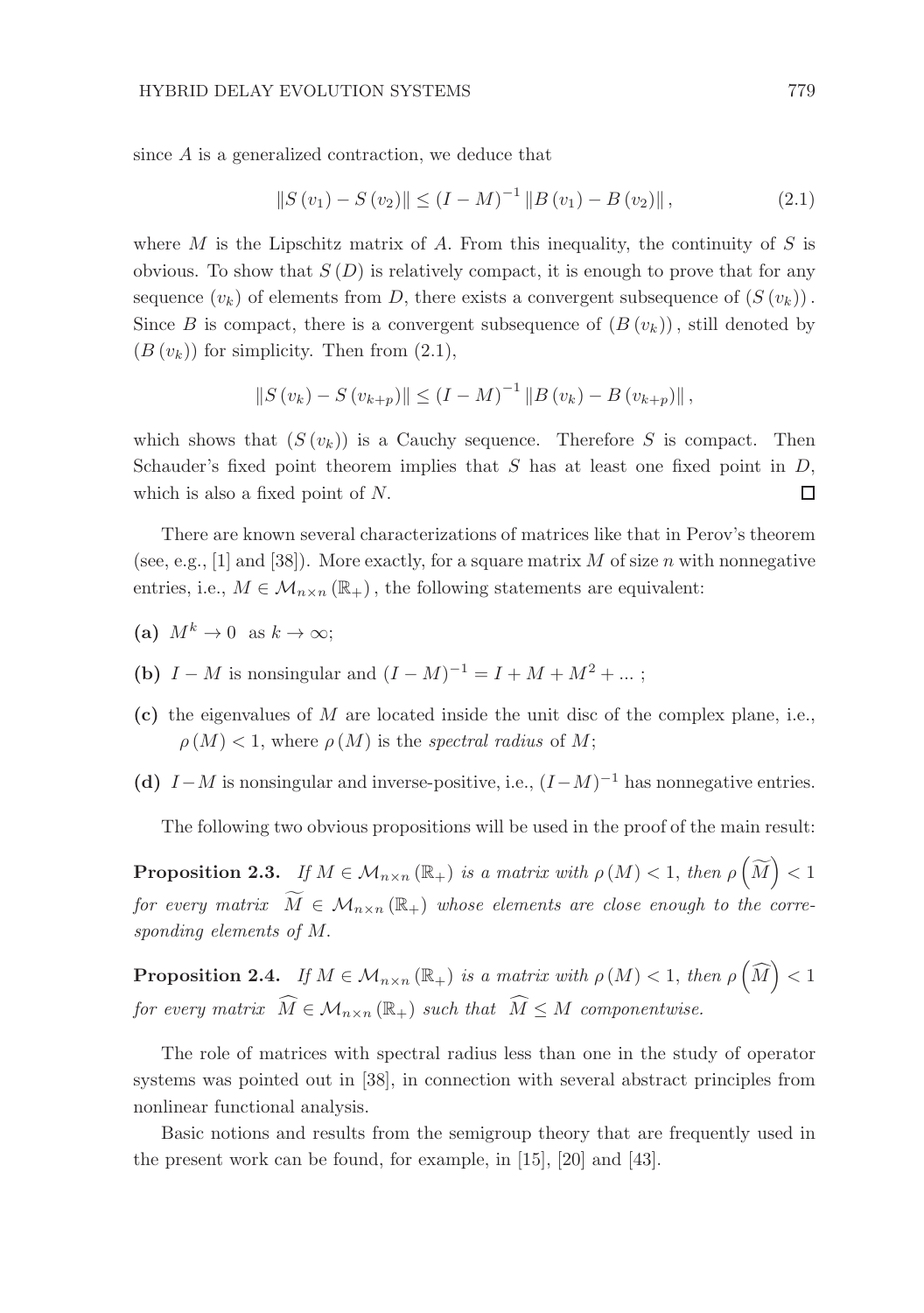since $A$ is a generalized contraction, we deduce that

$$\|S(v_1) - S(v_2)\| \leq (I - M)^{-1} \|B(v_1) - B(v_2)\|, \tag{2.1}$$

where $M$ is the Lipschitz matrix of $A$. From this inequality, the continuity of $S$ is obvious. To show that $S(D)$ is relatively compact, it is enough to prove that for any sequence $(v_k)$ of elements from $D$, there exists a convergent subsequence of $(S(v_k))$. Since $B$ is compact, there is a convergent subsequence of $(B(v_k))$, still denoted by $(B(v_k))$ for simplicity. Then from (2.1),

$$\|S(v_k) - S(v_{k+p})\| \leq (I - M)^{-1} \|B(v_k) - B(v_{k+p})\|,$$

which shows that $(S(v_k))$ is a Cauchy sequence. Therefore $S$ is compact. Then Schauder's fixed point theorem implies that $S$ has at least one fixed point in $D$, which is also a fixed point of $N$. $\square$

There are known several characterizations of matrices like that in Perov's theorem (see, e.g., [1] and [38]). More exactly, for a square matrix $M$ of size $n$ with nonnegative entries, i.e., $M \in \mathcal{M}_{n\times n}(\mathbb{R}_+)$, the following statements are equivalent:

- **(a)** $M^k \to 0$ as $k \to \infty$;
- **(b)** $I - M$ is nonsingular and $(I - M)^{-1} = I + M + M^2 + ...$ ;
- **(c)** the eigenvalues of $M$ are located inside the unit disc of the complex plane, i.e., $\rho(M) < 1$, where $\rho(M)$ is the *spectral radius* of $M$;
- **(d)** $I - M$ is nonsingular and inverse-positive, i.e., $(I - M)^{-1}$ has nonnegative entries.

The following two obvious propositions will be used in the proof of the main result:

**Proposition 2.3.** *If $M \in \mathcal{M}_{n\times n}(\mathbb{R}_+)$ is a matrix with $\rho(M) < 1$, then $\rho\left(\widetilde{M}\right) < 1$ for every matrix $\widetilde{M} \in \mathcal{M}_{n\times n}(\mathbb{R}_+)$ whose elements are close enough to the corresponding elements of $M$.*

**Proposition 2.4.** *If $M \in \mathcal{M}_{n\times n}(\mathbb{R}_+)$ is a matrix with $\rho(M) < 1$, then $\rho\left(\widehat{M}\right) < 1$ for every matrix $\widehat{M} \in \mathcal{M}_{n\times n}(\mathbb{R}_+)$ such that $\widehat{M} \leq M$ componentwise.*

The role of matrices with spectral radius less than one in the study of operator systems was pointed out in [38], in connection with several abstract principles from nonlinear functional analysis.

Basic notions and results from the semigroup theory that are frequently used in the present work can be found, for example, in [15], [20] and [43].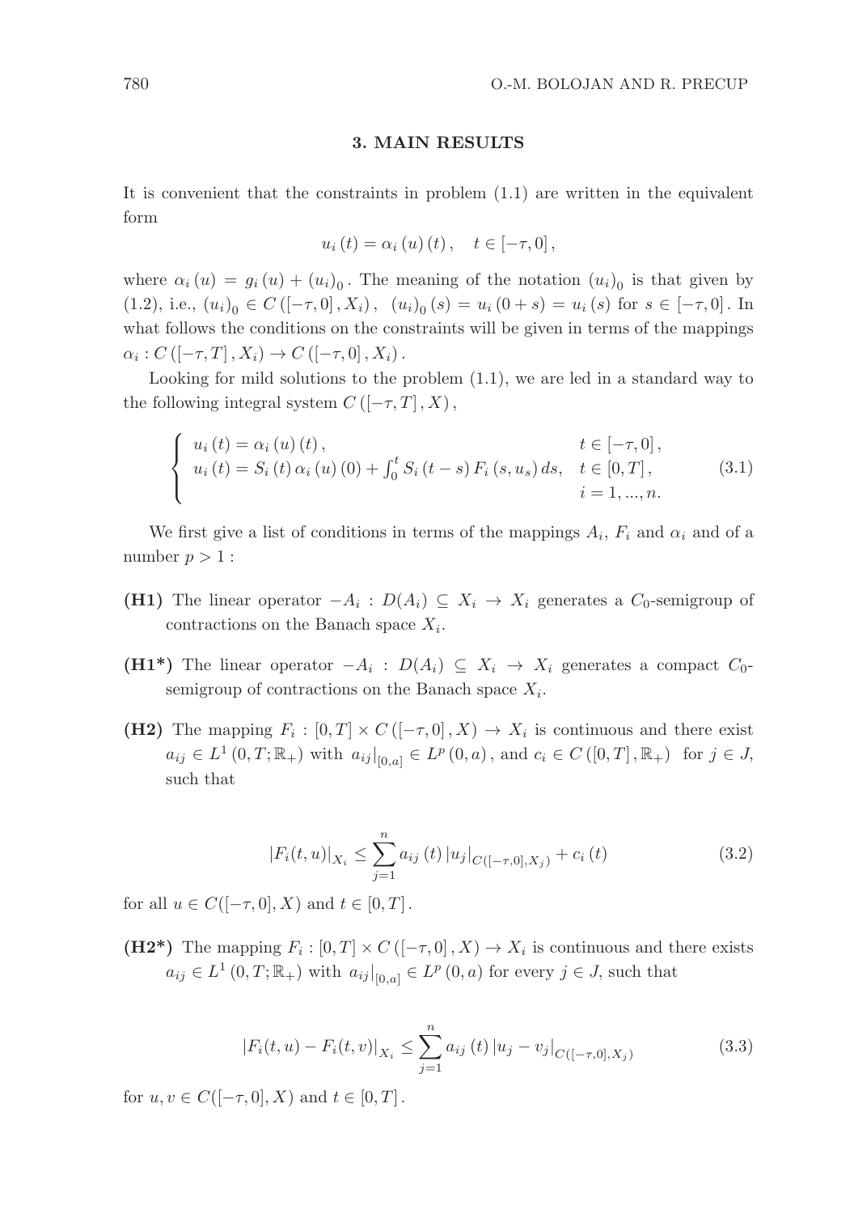## 3. MAIN RESULTS

It is convenient that the constraints in problem (1.1) are written in the equivalent form

$$u_i(t) = \alpha_i(u)(t), \quad t \in [-\tau, 0],$$

where $\alpha_i(u) = g_i(u) + (u_i)_0$. The meaning of the notation $(u_i)_0$ is that given by (1.2), i.e., $(u_i)_0 \in C([-\tau, 0], X_i)$, $(u_i)_0(s) = u_i(0+s) = u_i(s)$ for $s \in [-\tau, 0]$. In what follows the conditions on the constraints will be given in terms of the mappings $\alpha_i : C([-\tau, T], X_i) \to C([-\tau, 0], X_i)$.

Looking for mild solutions to the problem (1.1), we are led in a standard way to the following integral system $C([-\tau, T], X)$,

$$\begin{cases} u_i(t) = \alpha_i(u)(t), & t \in [-\tau, 0], \\ u_i(t) = S_i(t)\alpha_i(u)(0) + \int_0^t S_i(t-s) F_i(s, u_s)\, ds, & t \in [0, T], \\ & i = 1, ..., n. \end{cases} \tag{3.1}$$

We first give a list of conditions in terms of the mappings $A_i$, $F_i$ and $\alpha_i$ and of a number $p > 1$:

**(H1)** The linear operator $-A_i : D(A_i) \subseteq X_i \to X_i$ generates a $C_0$-semigroup of contractions on the Banach space $X_i$.

**(H1\*)** The linear operator $-A_i : D(A_i) \subseteq X_i \to X_i$ generates a compact $C_0$-semigroup of contractions on the Banach space $X_i$.

**(H2)** The mapping $F_i : [0, T] \times C([-\tau, 0], X) \to X_i$ is continuous and there exist $a_{ij} \in L^1(0, T; \mathbb{R}_+)$ with $a_{ij}|_{[0,a]} \in L^p(0, a)$, and $c_i \in C([0, T], \mathbb{R}_+)$ for $j \in J$, such that

$$|F_i(t, u)|_{X_i} \leq \sum_{j=1}^{n} a_{ij}(t)\, |u_j|_{C([-\tau,0],X_j)} + c_i(t) \tag{3.2}$$

for all $u \in C([-\tau, 0], X)$ and $t \in [0, T]$.

**(H2\*)** The mapping $F_i : [0, T] \times C([-\tau, 0], X) \to X_i$ is continuous and there exists $a_{ij} \in L^1(0, T; \mathbb{R}_+)$ with $a_{ij}|_{[0,a]} \in L^p(0, a)$ for every $j \in J$, such that

$$|F_i(t, u) - F_i(t, v)|_{X_i} \leq \sum_{j=1}^{n} a_{ij}(t)\, |u_j - v_j|_{C([-\tau,0],X_j)} \tag{3.3}$$

for $u, v \in C([-\tau, 0], X)$ and $t \in [0, T]$.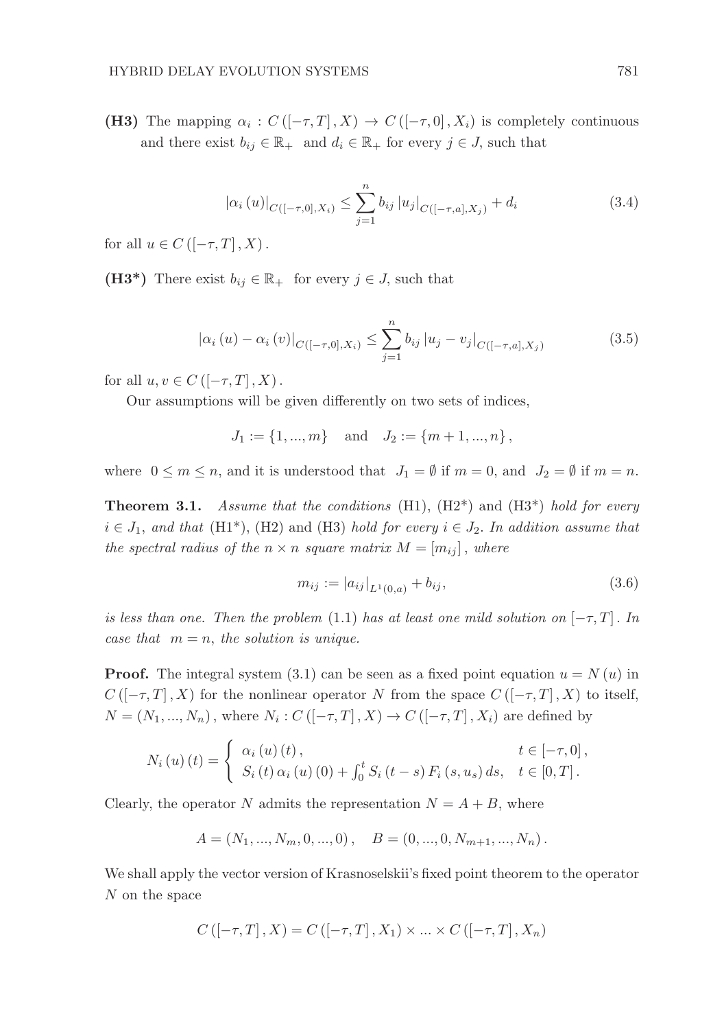**(H3)** The mapping $\alpha_i : C([-\tau, T], X) \to C([-\tau, 0], X_i)$ is completely continuous and there exist $b_{ij} \in \mathbb{R}_+$ and $d_i \in \mathbb{R}_+$ for every $j \in J$, such that

$$|\alpha_i(u)|_{C([-\tau,0],X_i)} \leq \sum_{j=1}^{n} b_{ij} |u_j|_{C([-\tau,a],X_j)} + d_i \tag{3.4}$$

for all $u \in C([-\tau, T], X)$.

**(H3\*)** There exist $b_{ij} \in \mathbb{R}_+$ for every $j \in J$, such that

$$|\alpha_i(u) - \alpha_i(v)|_{C([-\tau,0],X_i)} \leq \sum_{j=1}^{n} b_{ij} |u_j - v_j|_{C([-\tau,a],X_j)} \tag{3.5}$$

for all $u, v \in C([-\tau, T], X)$.

Our assumptions will be given differently on two sets of indices,

$$J_1 := \{1, ..., m\} \quad \text{and} \quad J_2 := \{m+1, ..., n\},$$

where $0 \leq m \leq n$, and it is understood that $J_1 = \emptyset$ if $m = 0$, and $J_2 = \emptyset$ if $m = n$.

**Theorem 3.1.** *Assume that the conditions* (H1), (H2\*) and (H3\*) *hold for every* $i \in J_1$, *and that* (H1\*), (H2) and (H3) *hold for every* $i \in J_2$. *In addition assume that the spectral radius of the* $n \times n$ *square matrix* $M = [m_{ij}]$, *where*

$$m_{ij} := |a_{ij}|_{L^1(0,a)} + b_{ij}, \tag{3.6}$$

*is less than one. Then the problem* (1.1) *has at least one mild solution on* $[-\tau, T]$. *In case that* $m = n$, *the solution is unique.*

**Proof.** The integral system (3.1) can be seen as a fixed point equation $u = N(u)$ in $C([-\tau, T], X)$ for the nonlinear operator $N$ from the space $C([-\tau, T], X)$ to itself, $N = (N_1, ..., N_n)$, where $N_i : C([-\tau, T], X) \to C([-\tau, T], X_i)$ are defined by

$$N_i(u)(t) = \begin{cases} \alpha_i(u)(t), & t \in [-\tau, 0], \\ S_i(t)\alpha_i(u)(0) + \int_0^t S_i(t-s) F_i(s, u_s) ds, & t \in [0, T]. \end{cases}$$

Clearly, the operator $N$ admits the representation $N = A + B$, where

$$A = (N_1, ..., N_m, 0, ..., 0), \quad B = (0, ..., 0, N_{m+1}, ..., N_n).$$

We shall apply the vector version of Krasnoselskii's fixed point theorem to the operator $N$ on the space

$$C([-\tau, T], X) = C([-\tau, T], X_1) \times ... \times C([-\tau, T], X_n)$$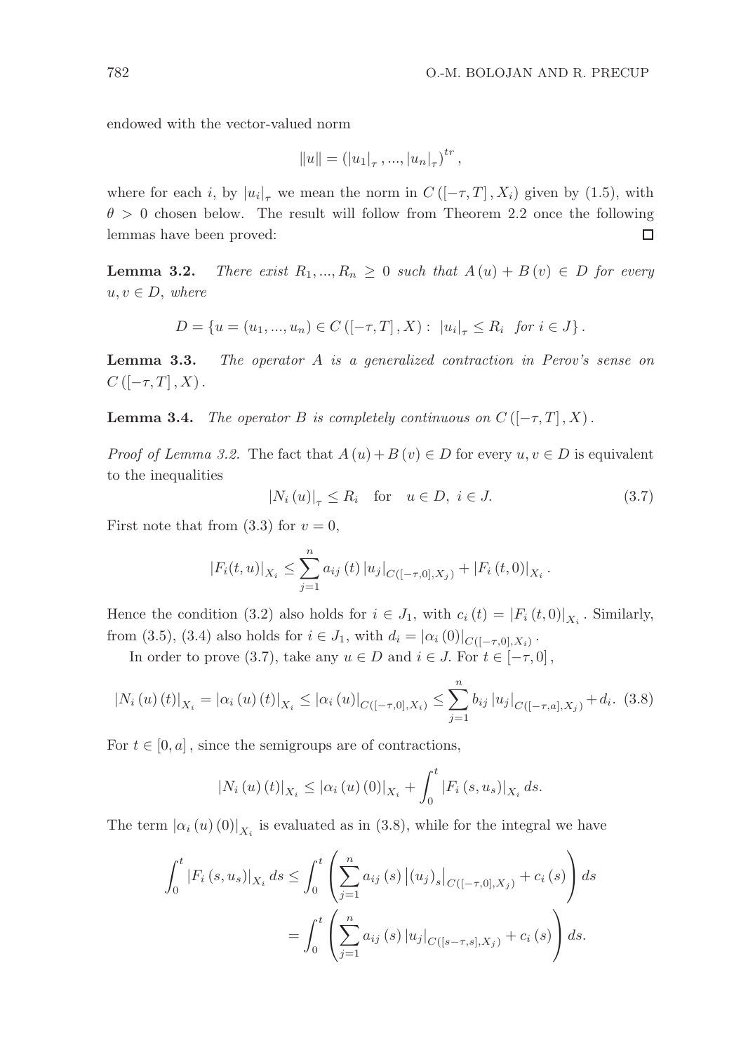endowed with the vector-valued norm

$$\|u\| = \left( |u_1|_\tau , ..., |u_n|_\tau \right)^{tr},$$

where for each $i$, by $|u_i|_\tau$ we mean the norm in $C([-\tau, T], X_i)$ given by (1.5), with $\theta > 0$ chosen below. The result will follow from Theorem 2.2 once the following lemmas have been proved: □

**Lemma 3.2.** *There exist $R_1, ..., R_n \geq 0$ such that $A(u) + B(v) \in D$ for every $u, v \in D$, where*

$$D = \{u = (u_1, ..., u_n) \in C([-\tau, T], X) : \ |u_i|_\tau \leq R_i \ \text{ for } i \in J\}.$$

**Lemma 3.3.** *The operator $A$ is a generalized contraction in Perov's sense on $C([-\tau, T], X)$.*

**Lemma 3.4.** *The operator $B$ is completely continuous on $C([-\tau, T], X)$.*

*Proof of Lemma 3.2.* The fact that $A(u) + B(v) \in D$ for every $u, v \in D$ is equivalent to the inequalities

$$|N_i(u)|_\tau \leq R_i \quad \text{for} \quad u \in D, \ i \in J. \tag{3.7}$$

First note that from (3.3) for $v = 0$,

$$|F_i(t, u)|_{X_i} \leq \sum_{j=1}^{n} a_{ij}(t) |u_j|_{C([-\tau,0],X_j)} + |F_i(t, 0)|_{X_i}.$$

Hence the condition (3.2) also holds for $i \in J_1$, with $c_i(t) = |F_i(t, 0)|_{X_i}$. Similarly, from (3.5), (3.4) also holds for $i \in J_1$, with $d_i = |\alpha_i(0)|_{C([-\tau,0],X_i)}$.

In order to prove (3.7), take any $u \in D$ and $i \in J$. For $t \in [-\tau, 0]$,

$$|N_i(u)(t)|_{X_i} = |\alpha_i(u)(t)|_{X_i} \leq |\alpha_i(u)|_{C([-\tau,0],X_i)} \leq \sum_{j=1}^{n} b_{ij} |u_j|_{C([-\tau,a],X_j)} + d_i. \tag{3.8}$$

For $t \in [0, a]$, since the semigroups are of contractions,

$$|N_i(u)(t)|_{X_i} \leq |\alpha_i(u)(0)|_{X_i} + \int_0^t |F_i(s, u_s)|_{X_i} \, ds.$$

The term $|\alpha_i(u)(0)|_{X_i}$ is evaluated as in (3.8), while for the integral we have

$$\begin{aligned}
\int_0^t |F_i(s, u_s)|_{X_i} \, ds &\leq \int_0^t \left( \sum_{j=1}^{n} a_{ij}(s) \left|(u_j)_s\right|_{C([-\tau,0],X_j)} + c_i(s) \right) ds \\
&= \int_0^t \left( \sum_{j=1}^{n} a_{ij}(s) |u_j|_{C([s-\tau,s],X_j)} + c_i(s) \right) ds.
\end{aligned}$$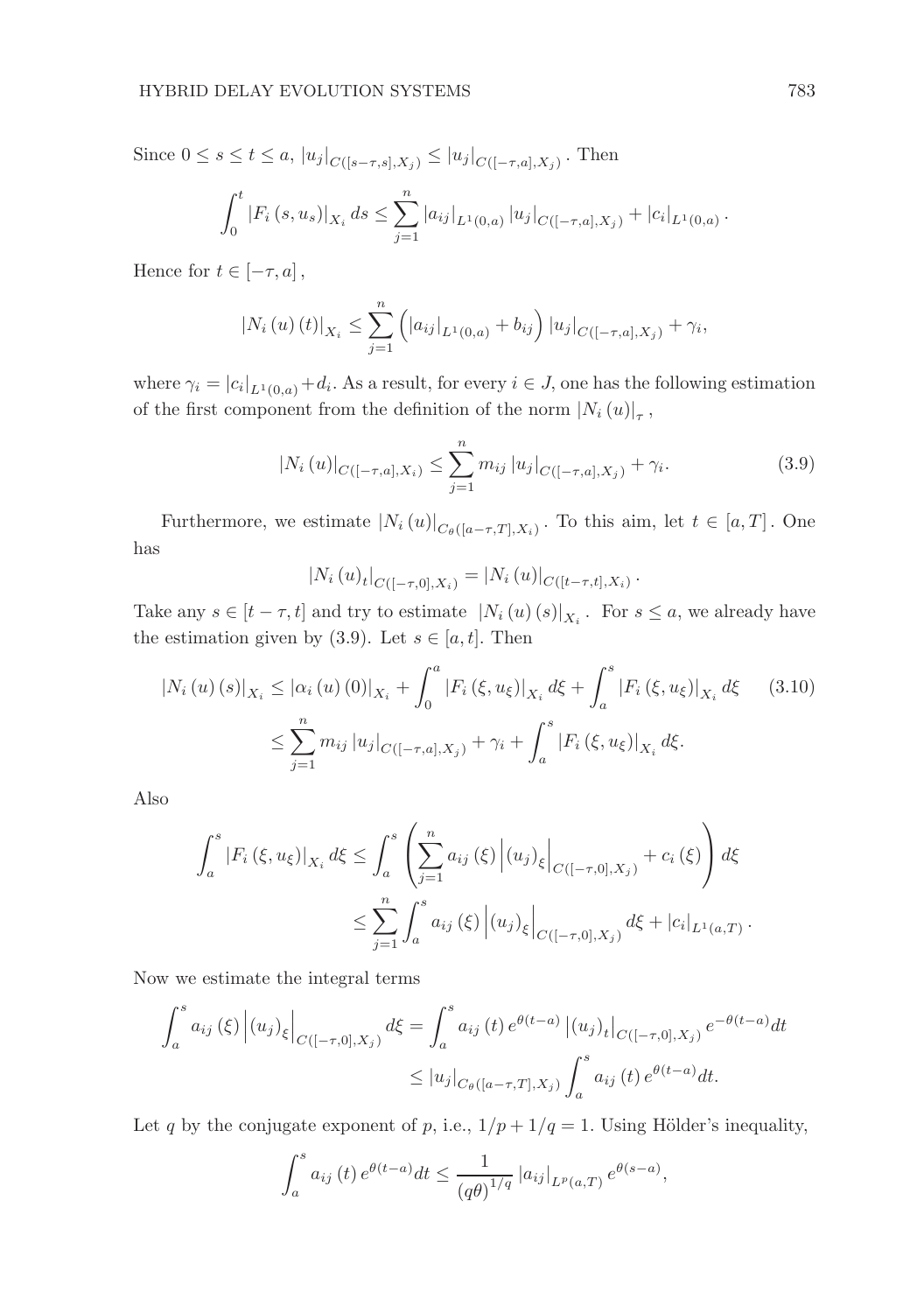Since $0 \le s \le t \le a,\ |u_j|_{C([s-\tau,s],X_j)} \le |u_j|_{C([-\tau,a],X_j)}$. Then

$$\int_0^t |F_i(s,u_s)|_{X_i}\, ds \le \sum_{j=1}^n |a_{ij}|_{L^1(0,a)} |u_j|_{C([-\tau,a],X_j)} + |c_i|_{L^1(0,a)}.$$

Hence for $t \in [-\tau, a]$,

$$|N_i(u)(t)|_{X_i} \le \sum_{j=1}^n \left( |a_{ij}|_{L^1(0,a)} + b_{ij} \right) |u_j|_{C([-\tau,a],X_j)} + \gamma_i,$$

where $\gamma_i = |c_i|_{L^1(0,a)} + d_i$. As a result, for every $i \in J$, one has the following estimation of the first component from the definition of the norm $|N_i(u)|_\tau$,

$$|N_i(u)|_{C([-\tau,a],X_i)} \le \sum_{j=1}^n m_{ij} |u_j|_{C([-\tau,a],X_j)} + \gamma_i. \tag{3.9}$$

Furthermore, we estimate $|N_i(u)|_{C_\theta([a-\tau,T],X_i)}$. To this aim, let $t \in [a,T]$. One has

$$|N_i(u)_t|_{C([-\tau,0],X_i)} = |N_i(u)|_{C([t-\tau,t],X_i)}.$$

Take any $s \in [t-\tau, t]$ and try to estimate $|N_i(u)(s)|_{X_i}$. For $s \le a$, we already have the estimation given by (3.9). Let $s \in [a,t]$. Then

$$\begin{aligned} |N_i(u)(s)|_{X_i} &\le |\alpha_i(u)(0)|_{X_i} + \int_0^a |F_i(\xi,u_\xi)|_{X_i}\, d\xi + \int_a^s |F_i(\xi,u_\xi)|_{X_i}\, d\xi \qquad (3.10) \\ &\le \sum_{j=1}^n m_{ij} |u_j|_{C([-\tau,a],X_j)} + \gamma_i + \int_a^s |F_i(\xi,u_\xi)|_{X_i}\, d\xi. \end{aligned}$$

Also

$$\begin{aligned} \int_a^s |F_i(\xi,u_\xi)|_{X_i}\, d\xi &\le \int_a^s \left( \sum_{j=1}^n a_{ij}(\xi) \left|(u_j)_\xi\right|_{C([-\tau,0],X_j)} + c_i(\xi) \right) d\xi \\ &\le \sum_{j=1}^n \int_a^s a_{ij}(\xi) \left|(u_j)_\xi\right|_{C([-\tau,0],X_j)} d\xi + |c_i|_{L^1(a,T)}. \end{aligned}$$

Now we estimate the integral terms

$$\begin{aligned} \int_a^s a_{ij}(\xi) \left|(u_j)_\xi\right|_{C([-\tau,0],X_j)} d\xi &= \int_a^s a_{ij}(t)\, e^{\theta(t-a)} \left|(u_j)_t\right|_{C([-\tau,0],X_j)} e^{-\theta(t-a)} dt \\ &\le |u_j|_{C_\theta([a-\tau,T],X_j)} \int_a^s a_{ij}(t)\, e^{\theta(t-a)} dt. \end{aligned}$$

Let $q$ by the conjugate exponent of $p$, i.e., $1/p + 1/q = 1$. Using Hölder's inequality,

$$\int_a^s a_{ij}(t)\, e^{\theta(t-a)} dt \le \frac{1}{(q\theta)^{1/q}} |a_{ij}|_{L^p(a,T)}\, e^{\theta(s-a)},$$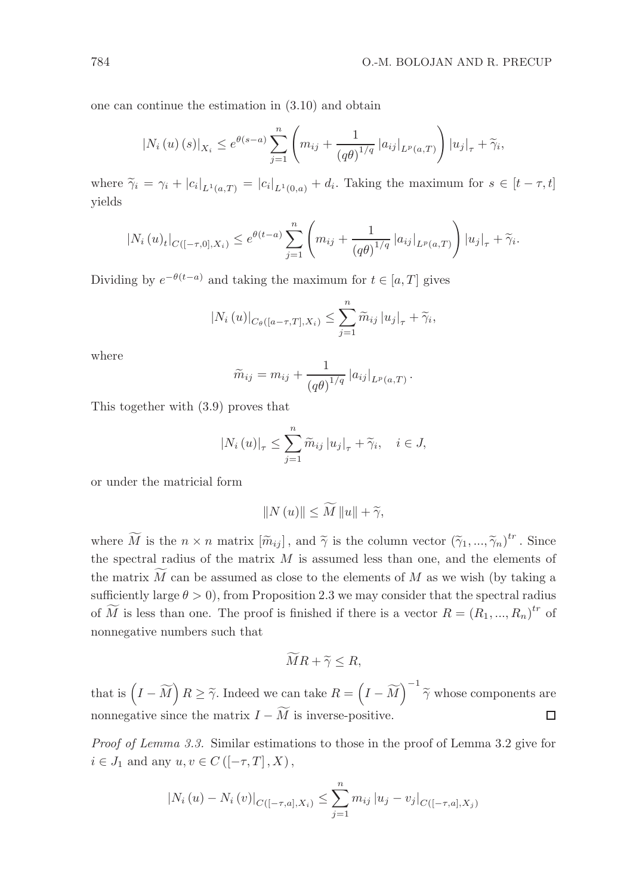one can continue the estimation in (3.10) and obtain

$$|N_i(u)(s)|_{X_i} \leq e^{\theta(s-a)} \sum_{j=1}^{n} \left( m_{ij} + \frac{1}{(q\theta)^{1/q}} |a_{ij}|_{L^p(a,T)} \right) |u_j|_\tau + \widetilde{\gamma}_i,$$

where $\widetilde{\gamma}_i = \gamma_i + |c_i|_{L^1(a,T)} = |c_i|_{L^1(0,a)} + d_i$. Taking the maximum for $s \in [t-\tau, t]$ yields

$$|N_i(u)_t|_{C([-\tau,0],X_i)} \leq e^{\theta(t-a)} \sum_{j=1}^{n} \left( m_{ij} + \frac{1}{(q\theta)^{1/q}} |a_{ij}|_{L^p(a,T)} \right) |u_j|_\tau + \widetilde{\gamma}_i.$$

Dividing by $e^{-\theta(t-a)}$ and taking the maximum for $t \in [a,T]$ gives

$$|N_i(u)|_{C_\theta([a-\tau,T],X_i)} \leq \sum_{j=1}^{n} \widetilde{m}_{ij} |u_j|_\tau + \widetilde{\gamma}_i,$$

where

$$\widetilde{m}_{ij} = m_{ij} + \frac{1}{(q\theta)^{1/q}} |a_{ij}|_{L^p(a,T)}.$$

This together with (3.9) proves that

$$|N_i(u)|_\tau \leq \sum_{j=1}^{n} \widetilde{m}_{ij} |u_j|_\tau + \widetilde{\gamma}_i, \quad i \in J,$$

or under the matricial form

$$\|N(u)\| \leq \widetilde{M} \|u\| + \widetilde{\gamma},$$

where $\widetilde{M}$ is the $n \times n$ matrix $[\widetilde{m}_{ij}]$, and $\widetilde{\gamma}$ is the column vector $(\widetilde{\gamma}_1, ..., \widetilde{\gamma}_n)^{tr}$. Since the spectral radius of the matrix $M$ is assumed less than one, and the elements of the matrix $\widetilde{M}$ can be assumed as close to the elements of $M$ as we wish (by taking a sufficiently large $\theta > 0$), from Proposition 2.3 we may consider that the spectral radius of $\widetilde{M}$ is less than one. The proof is finished if there is a vector $R = (R_1, ..., R_n)^{tr}$ of nonnegative numbers such that

$$\widetilde{M}R + \widetilde{\gamma} \leq R,$$

that is $\left(I - \widetilde{M}\right) R \geq \widetilde{\gamma}$. Indeed we can take $R = \left(I - \widetilde{M}\right)^{-1} \widetilde{\gamma}$ whose components are nonnegative since the matrix $I - \widetilde{M}$ is inverse-positive. □

*Proof of Lemma 3.3.* Similar estimations to those in the proof of Lemma 3.2 give for $i \in J_1$ and any $u, v \in C([-\tau, T], X)$,

$$|N_i(u) - N_i(v)|_{C([-\tau,a],X_i)} \leq \sum_{j=1}^{n} m_{ij} |u_j - v_j|_{C([-\tau,a],X_j)}$$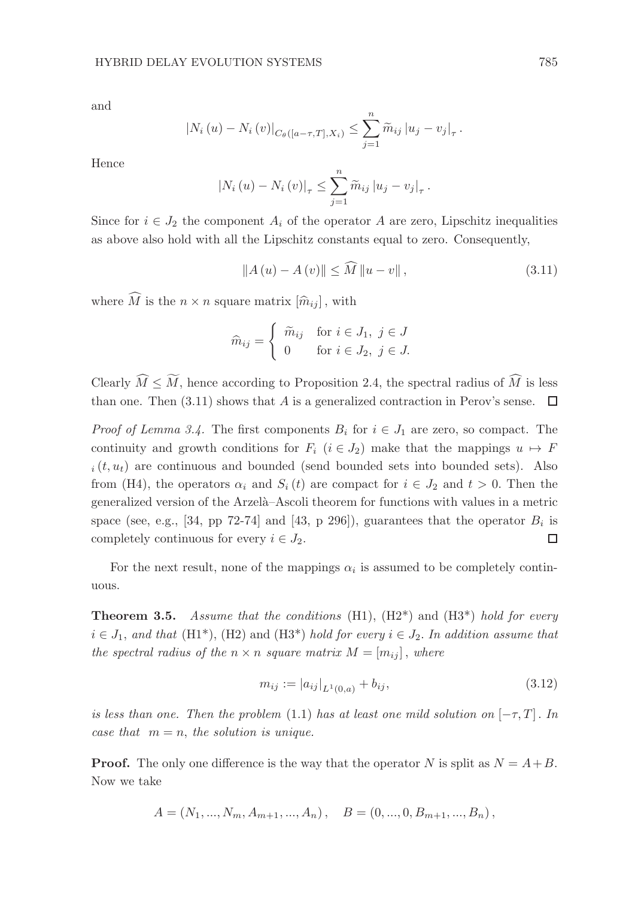and

$$\left|N_i\left(u\right)-N_i\left(v\right)\right|_{C_\theta([a-\tau,T],X_i)} \leq \sum_{j=1}^{n} \widetilde{m}_{ij} \left|u_j-v_j\right|_\tau.$$

Hence

$$\left|N_i\left(u\right)-N_i\left(v\right)\right|_\tau \leq \sum_{j=1}^{n} \widetilde{m}_{ij} \left|u_j-v_j\right|_\tau.$$

Since for $i \in J_2$ the component $A_i$ of the operator $A$ are zero, Lipschitz inequalities as above also hold with all the Lipschitz constants equal to zero. Consequently,

$$\left\|A\left(u\right)-A\left(v\right)\right\| \leq \widehat{M}\left\|u-v\right\|, \tag{3.11}$$

where $\widehat{M}$ is the $n \times n$ square matrix $[\widehat{m}_{ij}]$, with

$$\widehat{m}_{ij} = \begin{cases} \widetilde{m}_{ij} & \text{for } i \in J_1,\ j \in J \\ 0 & \text{for } i \in J_2,\ j \in J. \end{cases}$$

Clearly $\widehat{M} \leq \widetilde{M}$, hence according to Proposition 2.4, the spectral radius of $\widehat{M}$ is less than one. Then (3.11) shows that $A$ is a generalized contraction in Perov's sense. $\square$

*Proof of Lemma 3.4.* The first components $B_i$ for $i \in J_1$ are zero, so compact. The continuity and growth conditions for $F_i$ $(i \in J_2)$ make that the mappings $u \mapsto F_i\left(t, u_t\right)$ are continuous and bounded (send bounded sets into bounded sets). Also from (H4), the operators $\alpha_i$ and $S_i\left(t\right)$ are compact for $i \in J_2$ and $t > 0$. Then the generalized version of the Arzelà–Ascoli theorem for functions with values in a metric space (see, e.g., [34, pp 72-74] and [43, p 296]), guarantees that the operator $B_i$ is completely continuous for every $i \in J_2$. $\square$

For the next result, none of the mappings $\alpha_i$ is assumed to be completely continuous.

**Theorem 3.5.** *Assume that the conditions* (H1), (H2*) *and* (H3*) *hold for every* $i \in J_1$, *and that* (H1*), (H2) *and* (H3*) *hold for every* $i \in J_2$. *In addition assume that the spectral radius of the* $n \times n$ *square matrix* $M = [m_{ij}]$, *where*

$$m_{ij} := \left|a_{ij}\right|_{L^1(0,a)} + b_{ij}, \tag{3.12}$$

*is less than one. Then the problem* (1.1) *has at least one mild solution on* $[-\tau, T]$. *In case that* $m = n$, *the solution is unique.*

**Proof.** The only one difference is the way that the operator $N$ is split as $N = A + B$. Now we take

$$A = \left(N_1, ..., N_m, A_{m+1}, ..., A_n\right), \quad B = \left(0, ..., 0, B_{m+1}, ..., B_n\right),$$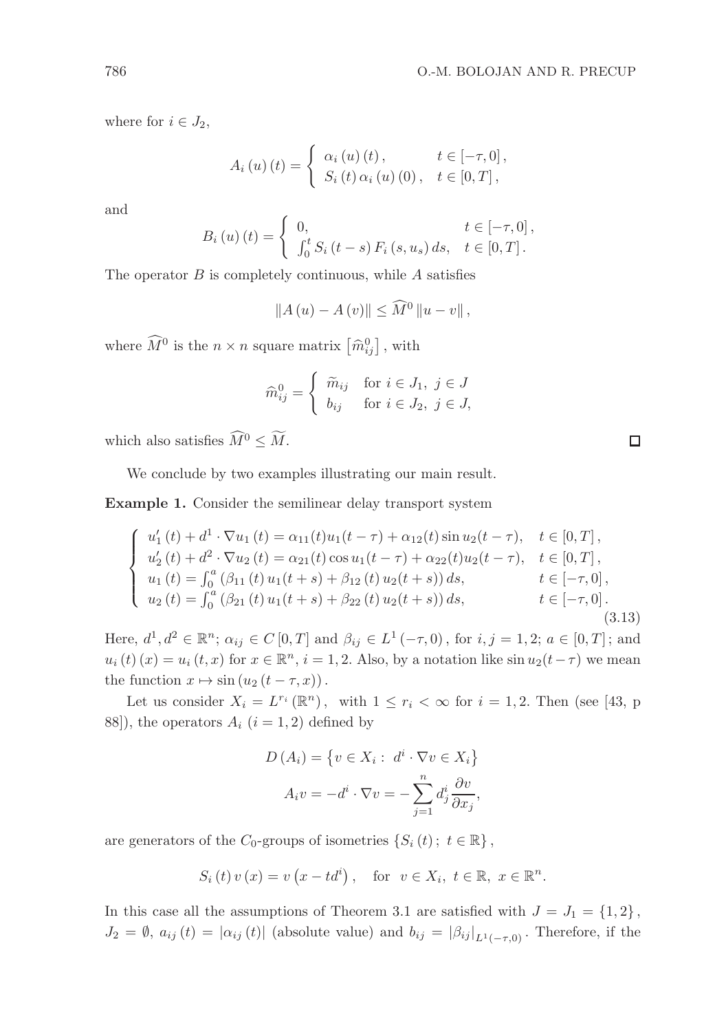where for $i \in J_2$,

$$A_i(u)(t) = \begin{cases} \alpha_i(u)(t), & t \in [-\tau, 0], \\ S_i(t)\,\alpha_i(u)(0), & t \in [0,T], \end{cases}$$

and

$$B_i(u)(t) = \begin{cases} 0, & t \in [-\tau, 0], \\ \int_0^t S_i(t-s)\,F_i(s,u_s)\,ds, & t \in [0,T]. \end{cases}$$

The operator $B$ is completely continuous, while $A$ satisfies

$$\|A(u) - A(v)\| \le \widehat{M}^0 \|u - v\|,$$

where $\widehat{M}^0$ is the $n \times n$ square matrix $\left[\widehat{m}_{ij}^0\right]$, with

$$\widehat{m}_{ij}^0 = \begin{cases} \widetilde{m}_{ij} & \text{for } i \in J_1,\ j \in J \\ b_{ij} & \text{for } i \in J_2,\ j \in J, \end{cases}$$

which also satisfies $\widehat{M}^0 \le \widetilde{M}$. □

We conclude by two examples illustrating our main result.

**Example 1.** Consider the semilinear delay transport system

$$\begin{cases} u_1'(t) + d^1 \cdot \nabla u_1(t) = \alpha_{11}(t)u_1(t-\tau) + \alpha_{12}(t)\sin u_2(t-\tau), & t \in [0,T], \\ u_2'(t) + d^2 \cdot \nabla u_2(t) = \alpha_{21}(t)\cos u_1(t-\tau) + \alpha_{22}(t)u_2(t-\tau), & t \in [0,T], \\ u_1(t) = \int_0^a \left(\beta_{11}(t)\,u_1(t+s) + \beta_{12}(t)\,u_2(t+s)\right) ds, & t \in [-\tau, 0], \\ u_2(t) = \int_0^a \left(\beta_{21}(t)\,u_1(t+s) + \beta_{22}(t)\,u_2(t+s)\right) ds, & t \in [-\tau, 0]. \end{cases} \tag{3.13}$$

Here, $d^1, d^2 \in \mathbb{R}^n$; $\alpha_{ij} \in C[0,T]$ and $\beta_{ij} \in L^1(-\tau, 0)$, for $i,j = 1,2$; $a \in [0,T]$; and $u_i(t)(x) = u_i(t,x)$ for $x \in \mathbb{R}^n$, $i = 1,2$. Also, by a notation like $\sin u_2(t-\tau)$ we mean the function $x \mapsto \sin(u_2(t-\tau, x))$.

Let us consider $X_i = L^{r_i}(\mathbb{R}^n)$, with $1 \le r_i < \infty$ for $i = 1,2$. Then (see [43, p 88]), the operators $A_i$ $(i = 1,2)$ defined by

$$D(A_i) = \left\{v \in X_i : \ d^i \cdot \nabla v \in X_i\right\}$$

$$A_i v = -d^i \cdot \nabla v = -\sum_{j=1}^n d_j^i \frac{\partial v}{\partial x_j},$$

are generators of the $C_0$-groups of isometries $\{S_i(t);\ t \in \mathbb{R}\}$,

$$S_i(t)\,v(x) = v\left(x - td^i\right), \quad \text{for } \ v \in X_i,\ t \in \mathbb{R},\ x \in \mathbb{R}^n.$$

In this case all the assumptions of Theorem 3.1 are satisfied with $J = J_1 = \{1,2\}$, $J_2 = \emptyset$, $a_{ij}(t) = |\alpha_{ij}(t)|$ (absolute value) and $b_{ij} = |\beta_{ij}|_{L^1(-\tau,0)}$. Therefore, if the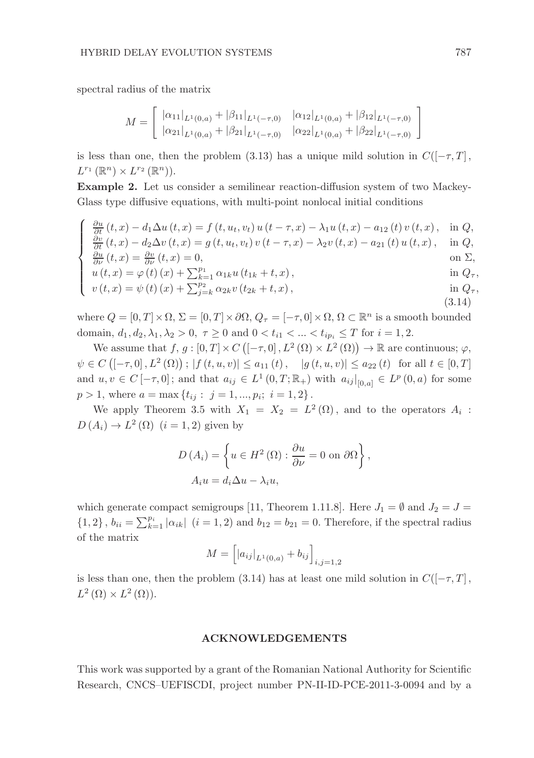spectral radius of the matrix

$$M = \begin{bmatrix} |\alpha_{11}|_{L^1(0,a)} + |\beta_{11}|_{L^1(-\tau,0)} & |\alpha_{12}|_{L^1(0,a)} + |\beta_{12}|_{L^1(-\tau,0)} \\ |\alpha_{21}|_{L^1(0,a)} + |\beta_{21}|_{L^1(-\tau,0)} & |\alpha_{22}|_{L^1(0,a)} + |\beta_{22}|_{L^1(-\tau,0)} \end{bmatrix}$$

is less than one, then the problem (3.13) has a unique mild solution in $C([-\tau, T], L^{r_1}(\mathbb{R}^n) \times L^{r_2}(\mathbb{R}^n))$.

**Example 2.** Let us consider a semilinear reaction-diffusion system of two Mackey-Glass type diffusive equations, with multi-point nonlocal initial conditions

$$\begin{cases} \frac{\partial u}{\partial t}(t,x) - d_1 \Delta u(t,x) = f(t, u_t, v_t)\, u(t-\tau, x) - \lambda_1 u(t,x) - a_{12}(t)\, v(t,x), & \text{in } Q, \\ \frac{\partial v}{\partial t}(t,x) - d_2 \Delta v(t,x) = g(t, u_t, v_t)\, v(t-\tau, x) - \lambda_2 v(t,x) - a_{21}(t)\, u(t,x), & \text{in } Q, \\ \frac{\partial u}{\partial \nu}(t,x) = \frac{\partial v}{\partial \nu}(t,x) = 0, & \text{on } \Sigma, \\ u(t,x) = \varphi(t)(x) + \sum_{k=1}^{p_1} \alpha_{1k} u(t_{1k} + t, x), & \text{in } Q_\tau, \\ v(t,x) = \psi(t)(x) + \sum_{j=k}^{p_2} \alpha_{2k} v(t_{2k} + t, x), & \text{in } Q_\tau, \end{cases} \tag{3.14}$$

where $Q = [0,T] \times \Omega$, $\Sigma = [0,T] \times \partial\Omega$, $Q_\tau = [-\tau, 0] \times \Omega$, $\Omega \subset \mathbb{R}^n$ is a smooth bounded domain, $d_1, d_2, \lambda_1, \lambda_2 > 0$, $\tau \geq 0$ and $0 < t_{i1} < \ldots < t_{ip_i} \leq T$ for $i = 1, 2$.

We assume that $f, g : [0,T] \times C([-\tau, 0], L^2(\Omega) \times L^2(\Omega)) \to \mathbb{R}$ are continuous; $\varphi, \psi \in C([-\tau, 0], L^2(\Omega))$; $|f(t,u,v)| \leq a_{11}(t)$, $\quad |g(t,u,v)| \leq a_{22}(t)$ for all $t \in [0,T]$ and $u, v \in C[-\tau, 0]$; and that $a_{ij} \in L^1(0,T; \mathbb{R}_+)$ with $a_{ij}|_{[0,a]} \in L^p(0,a)$ for some $p > 1$, where $a = \max\{t_{ij} : \ j = 1, \ldots, p_i; \ i = 1, 2\}$.

We apply Theorem 3.5 with $X_1 = X_2 = L^2(\Omega)$, and to the operators $A_i : D(A_i) \to L^2(\Omega)$ $(i = 1, 2)$ given by

$$D(A_i) = \left\{ u \in H^2(\Omega) : \frac{\partial u}{\partial \nu} = 0 \text{ on } \partial\Omega \right\},$$

$$A_i u = d_i \Delta u - \lambda_i u,$$

which generate compact semigroups [11, Theorem 1.11.8]. Here $J_1 = \emptyset$ and $J_2 = J = \{1, 2\}$, $b_{ii} = \sum_{k=1}^{p_i} |\alpha_{ik}|$ $(i = 1, 2)$ and $b_{12} = b_{21} = 0$. Therefore, if the spectral radius of the matrix

$$M = \left[ |a_{ij}|_{L^1(0,a)} + b_{ij} \right]_{i,j=1,2}$$

is less than one, then the problem (3.14) has at least one mild solution in $C([-\tau, T], L^2(\Omega) \times L^2(\Omega))$.

## ACKNOWLEDGEMENTS

This work was supported by a grant of the Romanian National Authority for Scientific Research, CNCS–UEFISCDI, project number PN-II-ID-PCE-2011-3-0094 and by a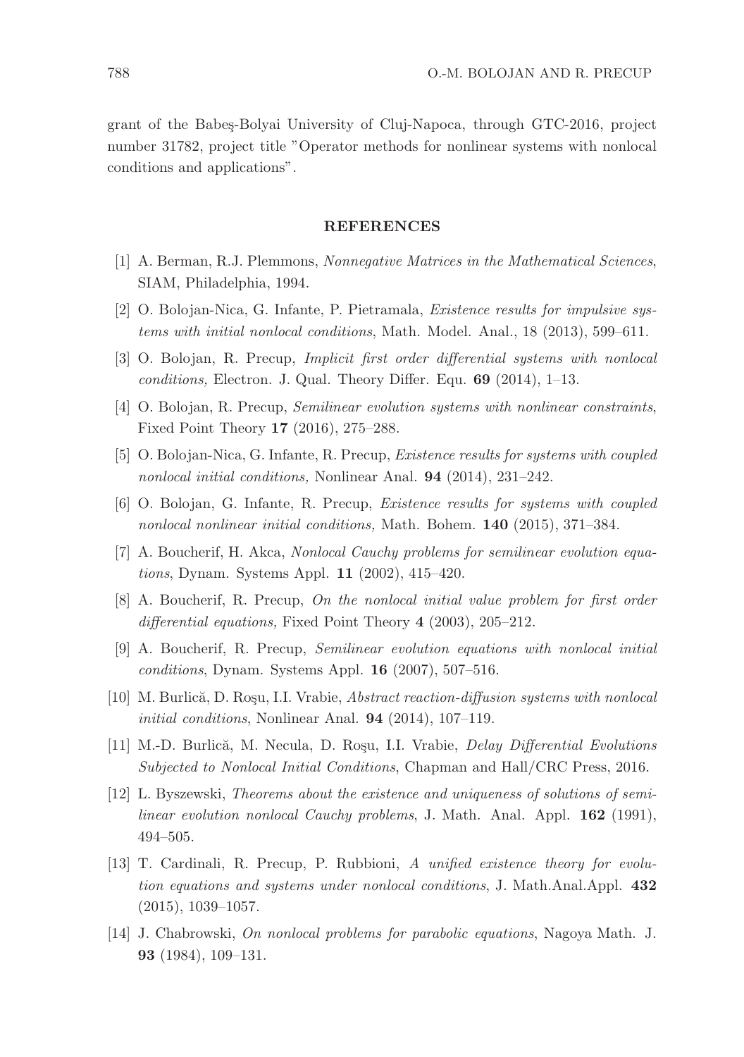grant of the Babeş-Bolyai University of Cluj-Napoca, through GTC-2016, project number 31782, project title "Operator methods for nonlinear systems with nonlocal conditions and applications".

## REFERENCES

[1] A. Berman, R.J. Plemmons, *Nonnegative Matrices in the Mathematical Sciences*, SIAM, Philadelphia, 1994.

[2] O. Bolojan-Nica, G. Infante, P. Pietramala, *Existence results for impulsive systems with initial nonlocal conditions*, Math. Model. Anal., 18 (2013), 599–611.

[3] O. Bolojan, R. Precup, *Implicit first order differential systems with nonlocal conditions,* Electron. J. Qual. Theory Differ. Equ. **69** (2014), 1–13.

[4] O. Bolojan, R. Precup, *Semilinear evolution systems with nonlinear constraints*, Fixed Point Theory **17** (2016), 275–288.

[5] O. Bolojan-Nica, G. Infante, R. Precup, *Existence results for systems with coupled nonlocal initial conditions,* Nonlinear Anal. **94** (2014), 231–242.

[6] O. Bolojan, G. Infante, R. Precup, *Existence results for systems with coupled nonlocal nonlinear initial conditions,* Math. Bohem. **140** (2015), 371–384.

[7] A. Boucherif, H. Akca, *Nonlocal Cauchy problems for semilinear evolution equations*, Dynam. Systems Appl. **11** (2002), 415–420.

[8] A. Boucherif, R. Precup, *On the nonlocal initial value problem for first order differential equations,* Fixed Point Theory **4** (2003), 205–212.

[9] A. Boucherif, R. Precup, *Semilinear evolution equations with nonlocal initial conditions*, Dynam. Systems Appl. **16** (2007), 507–516.

[10] M. Burlică, D. Roşu, I.I. Vrabie, *Abstract reaction-diffusion systems with nonlocal initial conditions*, Nonlinear Anal. **94** (2014), 107–119.

[11] M.-D. Burlică, M. Necula, D. Roşu, I.I. Vrabie, *Delay Differential Evolutions Subjected to Nonlocal Initial Conditions*, Chapman and Hall/CRC Press, 2016.

[12] L. Byszewski, *Theorems about the existence and uniqueness of solutions of semilinear evolution nonlocal Cauchy problems*, J. Math. Anal. Appl. **162** (1991), 494–505.

[13] T. Cardinali, R. Precup, P. Rubbioni, *A unified existence theory for evolution equations and systems under nonlocal conditions*, J. Math.Anal.Appl. **432** (2015), 1039–1057.

[14] J. Chabrowski, *On nonlocal problems for parabolic equations*, Nagoya Math. J. **93** (1984), 109–131.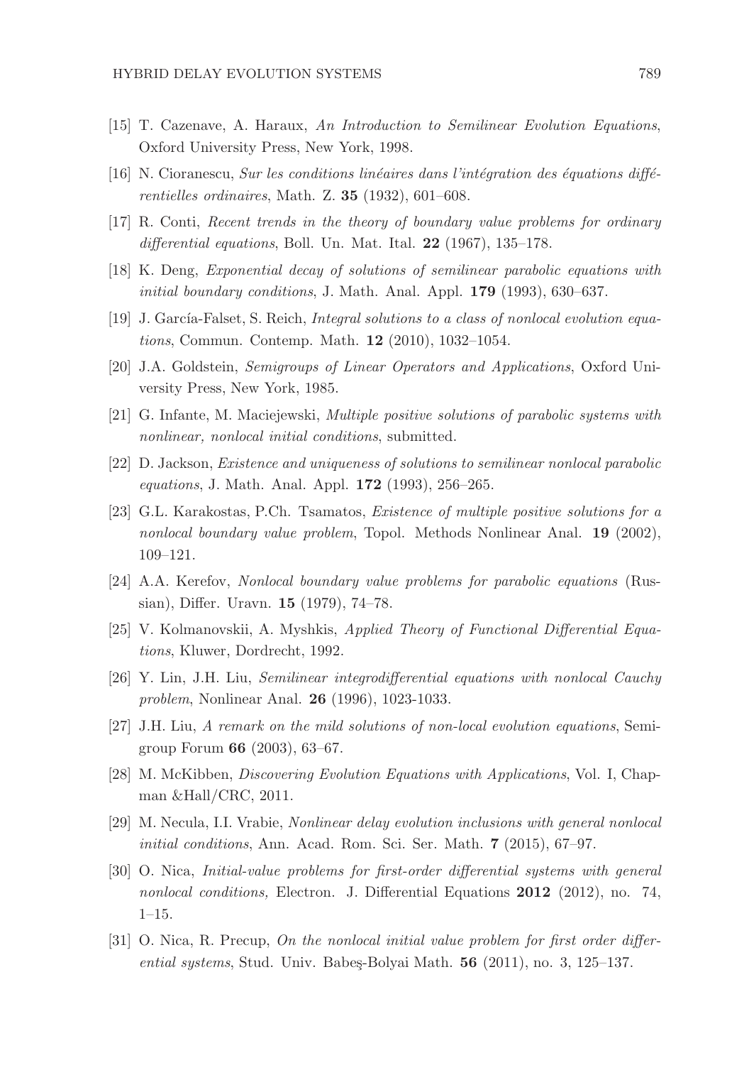[15] T. Cazenave, A. Haraux, *An Introduction to Semilinear Evolution Equations*, Oxford University Press, New York, 1998.

[16] N. Cioranescu, *Sur les conditions linéaires dans l'intégration des équations différentielles ordinaires*, Math. Z. **35** (1932), 601–608.

[17] R. Conti, *Recent trends in the theory of boundary value problems for ordinary differential equations*, Boll. Un. Mat. Ital. **22** (1967), 135–178.

[18] K. Deng, *Exponential decay of solutions of semilinear parabolic equations with initial boundary conditions*, J. Math. Anal. Appl. **179** (1993), 630–637.

[19] J. García-Falset, S. Reich, *Integral solutions to a class of nonlocal evolution equations*, Commun. Contemp. Math. **12** (2010), 1032–1054.

[20] J.A. Goldstein, *Semigroups of Linear Operators and Applications*, Oxford University Press, New York, 1985.

[21] G. Infante, M. Maciejewski, *Multiple positive solutions of parabolic systems with nonlinear, nonlocal initial conditions*, submitted.

[22] D. Jackson, *Existence and uniqueness of solutions to semilinear nonlocal parabolic equations*, J. Math. Anal. Appl. **172** (1993), 256–265.

[23] G.L. Karakostas, P.Ch. Tsamatos, *Existence of multiple positive solutions for a nonlocal boundary value problem*, Topol. Methods Nonlinear Anal. **19** (2002), 109–121.

[24] A.A. Kerefov, *Nonlocal boundary value problems for parabolic equations* (Russian), Differ. Uravn. **15** (1979), 74–78.

[25] V. Kolmanovskii, A. Myshkis, *Applied Theory of Functional Differential Equations*, Kluwer, Dordrecht, 1992.

[26] Y. Lin, J.H. Liu, *Semilinear integrodifferential equations with nonlocal Cauchy problem*, Nonlinear Anal. **26** (1996), 1023-1033.

[27] J.H. Liu, *A remark on the mild solutions of non-local evolution equations*, Semigroup Forum **66** (2003), 63–67.

[28] M. McKibben, *Discovering Evolution Equations with Applications*, Vol. I, Chapman &Hall/CRC, 2011.

[29] M. Necula, I.I. Vrabie, *Nonlinear delay evolution inclusions with general nonlocal initial conditions*, Ann. Acad. Rom. Sci. Ser. Math. **7** (2015), 67–97.

[30] O. Nica, *Initial-value problems for first-order differential systems with general nonlocal conditions,* Electron. J. Differential Equations **2012** (2012), no. 74, 1–15.

[31] O. Nica, R. Precup, *On the nonlocal initial value problem for first order differential systems*, Stud. Univ. Babeş-Bolyai Math. **56** (2011), no. 3, 125–137.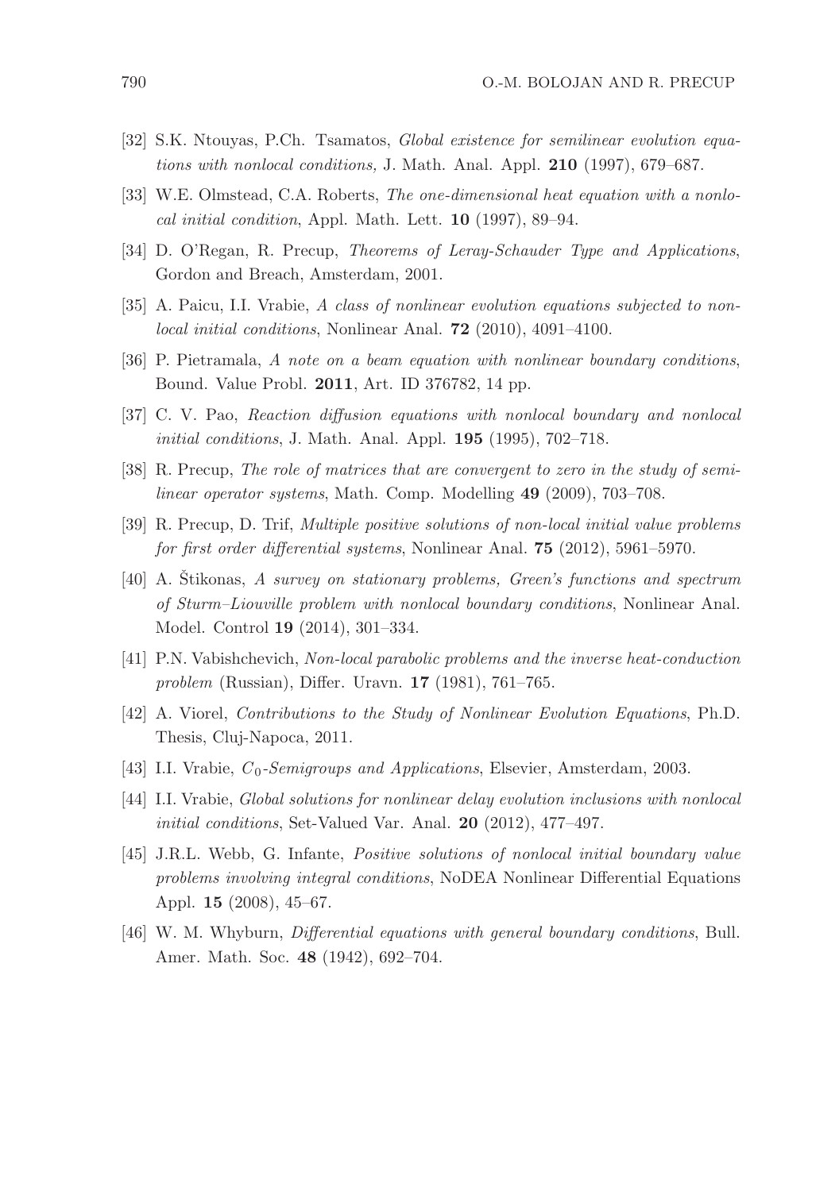[32] S.K. Ntouyas, P.Ch. Tsamatos, *Global existence for semilinear evolution equations with nonlocal conditions,* J. Math. Anal. Appl. **210** (1997), 679–687.

[33] W.E. Olmstead, C.A. Roberts, *The one-dimensional heat equation with a nonlocal initial condition*, Appl. Math. Lett. **10** (1997), 89–94.

[34] D. O'Regan, R. Precup, *Theorems of Leray-Schauder Type and Applications*, Gordon and Breach, Amsterdam, 2001.

[35] A. Paicu, I.I. Vrabie, *A class of nonlinear evolution equations subjected to nonlocal initial conditions*, Nonlinear Anal. **72** (2010), 4091–4100.

[36] P. Pietramala, *A note on a beam equation with nonlinear boundary conditions*, Bound. Value Probl. **2011**, Art. ID 376782, 14 pp.

[37] C. V. Pao, *Reaction diffusion equations with nonlocal boundary and nonlocal initial conditions*, J. Math. Anal. Appl. **195** (1995), 702–718.

[38] R. Precup, *The role of matrices that are convergent to zero in the study of semilinear operator systems*, Math. Comp. Modelling **49** (2009), 703–708.

[39] R. Precup, D. Trif, *Multiple positive solutions of non-local initial value problems for first order differential systems*, Nonlinear Anal. **75** (2012), 5961–5970.

[40] A. Štikonas, *A survey on stationary problems, Green's functions and spectrum of Sturm–Liouville problem with nonlocal boundary conditions*, Nonlinear Anal. Model. Control **19** (2014), 301–334.

[41] P.N. Vabishchevich, *Non-local parabolic problems and the inverse heat-conduction problem* (Russian), Differ. Uravn. **17** (1981), 761–765.

[42] A. Viorel, *Contributions to the Study of Nonlinear Evolution Equations*, Ph.D. Thesis, Cluj-Napoca, 2011.

[43] I.I. Vrabie, *$C_0$-Semigroups and Applications*, Elsevier, Amsterdam, 2003.

[44] I.I. Vrabie, *Global solutions for nonlinear delay evolution inclusions with nonlocal initial conditions*, Set-Valued Var. Anal. **20** (2012), 477–497.

[45] J.R.L. Webb, G. Infante, *Positive solutions of nonlocal initial boundary value problems involving integral conditions*, NoDEA Nonlinear Differential Equations Appl. **15** (2008), 45–67.

[46] W. M. Whyburn, *Differential equations with general boundary conditions*, Bull. Amer. Math. Soc. **48** (1942), 692–704.